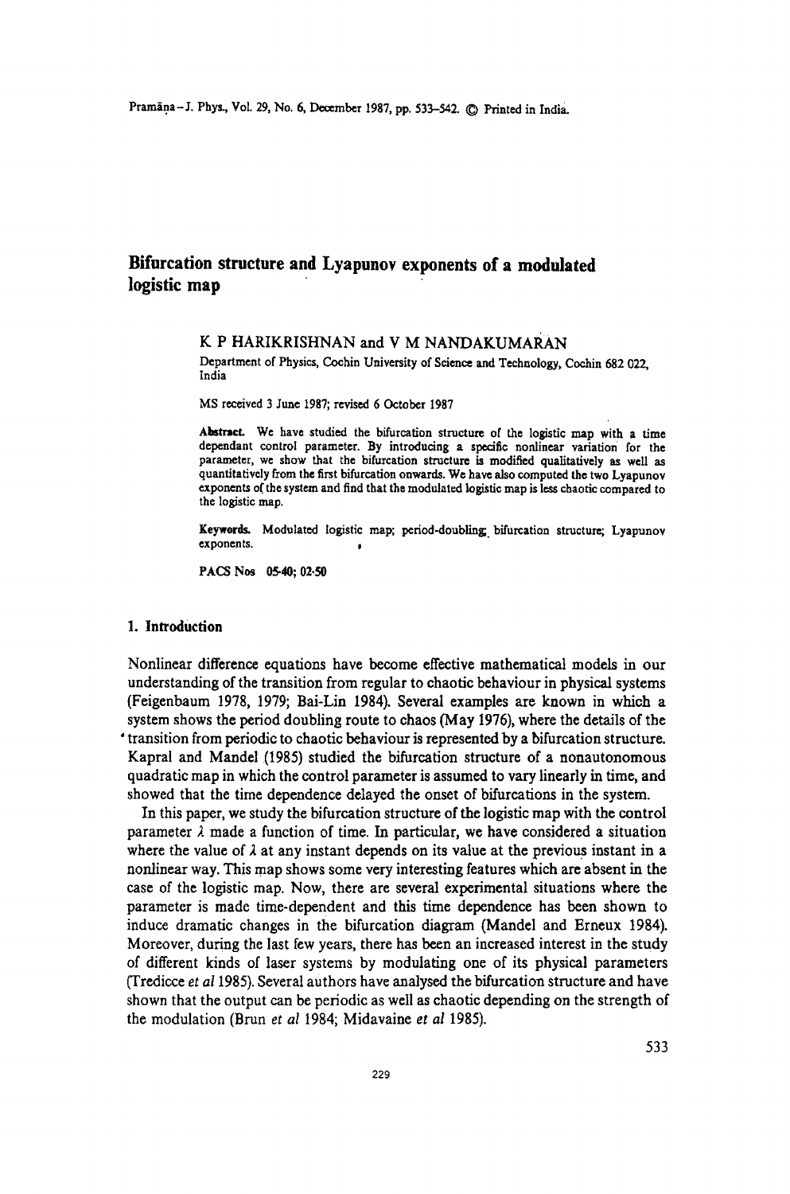# Bifurcation structure and Lyapunov exponents of a modulated logistic map

K P HARIKRISHNAN and V M NANDAKUMARAN

Department of Physics, Cochin University of Science and Technology, Cochin 682 022, India

MS received 3 June 1987; revised 6 October 1987

**Abstract.** We have studied the bifurcation structure of the logistic map with a time dependant control parameter. By introducing a specific nonlinear variation for the parameter, we show that the bifurcation structure is modified qualitatively as well as quantitatively from the first bifurcation onwards. We have also computed the two Lyapunov exponents of the system and find that the modulated logistic map is less chaotic compared to the logistic map.

**Keywords.** Modulated logistic map; period-doubling; bifurcation structure; Lyapunov exponents.

**PACS Nos** 05·40; 02·50

## 1. Introduction

Nonlinear difference equations have become effective mathematical models in our understanding of the transition from regular to chaotic behaviour in physical systems (Feigenbaum 1978, 1979; Bai-Lin 1984). Several examples are known in which a system shows the period doubling route to chaos (May 1976), where the details of the transition from periodic to chaotic behaviour is represented by a bifurcation structure. Kapral and Mandel (1985) studied the bifurcation structure of a nonautonomous quadratic map in which the control parameter is assumed to vary linearly in time, and showed that the time dependence delayed the onset of bifurcations in the system.

In this paper, we study the bifurcation structure of the logistic map with the control parameter $\lambda$ made a function of time. In particular, we have considered a situation where the value of $\lambda$ at any instant depends on its value at the previous instant in a nonlinear way. This map shows some very interesting features which are absent in the case of the logistic map. Now, there are several experimental situations where the parameter is made time-dependent and this time dependence has been shown to induce dramatic changes in the bifurcation diagram (Mandel and Erneux 1984). Moreover, during the last few years, there has been an increased interest in the study of different kinds of laser systems by modulating one of its physical parameters (Tredicce *et al* 1985). Several authors have analysed the bifurcation structure and have shown that the output can be periodic as well as chaotic depending on the strength of the modulation (Brun *et al* 1984; Midavaine *et al* 1985).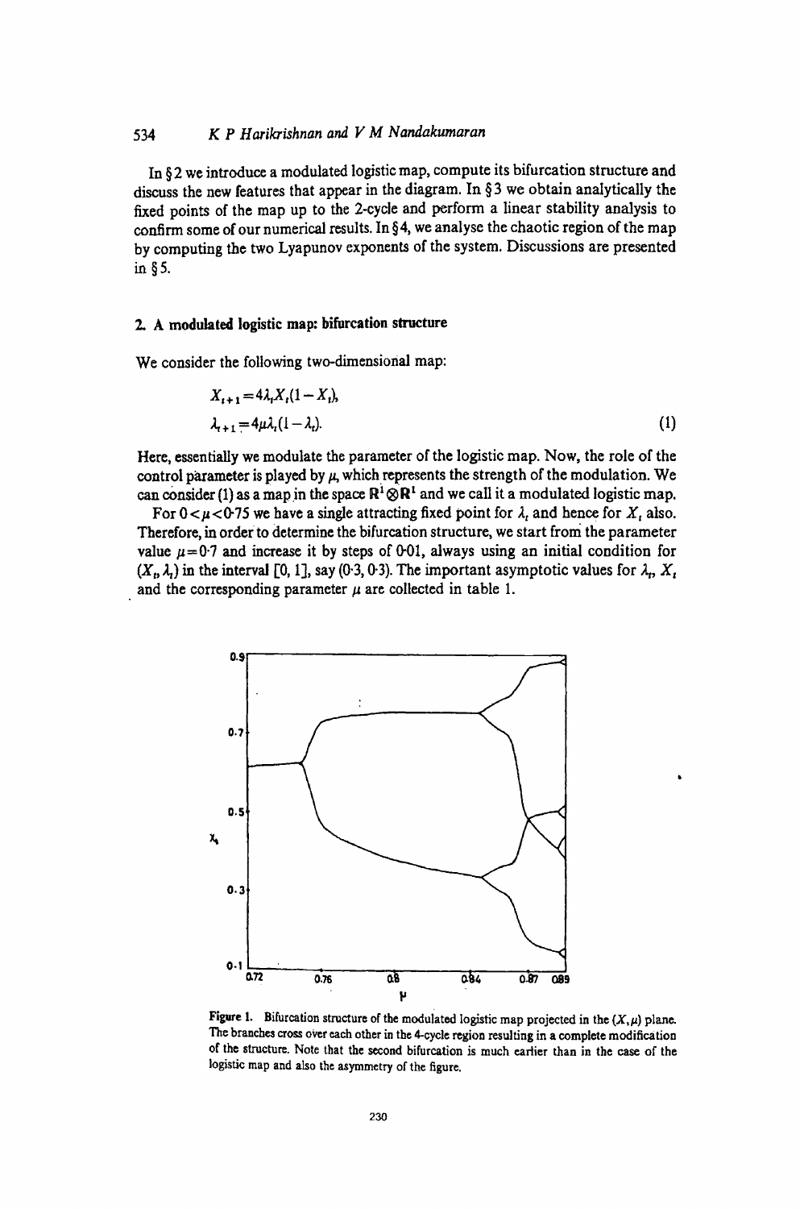In §2 we introduce a modulated logistic map, compute its bifurcation structure and discuss the new features that appear in the diagram. In §3 we obtain analytically the fixed points of the map up to the 2-cycle and perform a linear stability analysis to confirm some of our numerical results. In §4, we analyse the chaotic region of the map by computing the two Lyapunov exponents of the system. Discussions are presented in §5.

## 2. A modulated logistic map: bifurcation structure

We consider the following two-dimensional map:

$$
\begin{aligned}
X_{t+1} &= 4\lambda_t X_t(1-X_t),\\
\lambda_{t+1} &= 4\mu\lambda_t(1-\lambda_t).
\end{aligned}
\tag{1}
$$

Here, essentially we modulate the parameter of the logistic map. Now, the role of the control parameter is played by $\mu$, which represents the strength of the modulation. We can consider (1) as a map in the space $\mathbb{R}^1 \otimes \mathbb{R}^1$ and we call it a modulated logistic map.

For $0 < \mu < 0{\cdot}75$ we have a single attracting fixed point for $\lambda_t$ and hence for $X_t$ also. Therefore, in order to determine the bifurcation structure, we start from the parameter value $\mu = 0{\cdot}7$ and increase it by steps of 0·01, always using an initial condition for $(X_t, \lambda_t)$ in the interval $[0, 1]$, say $(0{\cdot}3, 0{\cdot}3)$. The important asymptotic values for $\lambda_t$, $X_t$ and the corresponding parameter $\mu$ are collected in table 1.

**Figure 1.** Bifurcation structure of the modulated logistic map projected in the $(X, \mu)$ plane. The branches cross over each other in the 4-cycle region resulting in a complete modification of the structure. Note that the second bifurcation is much earlier than in the case of the logistic map and also the asymmetry of the figure.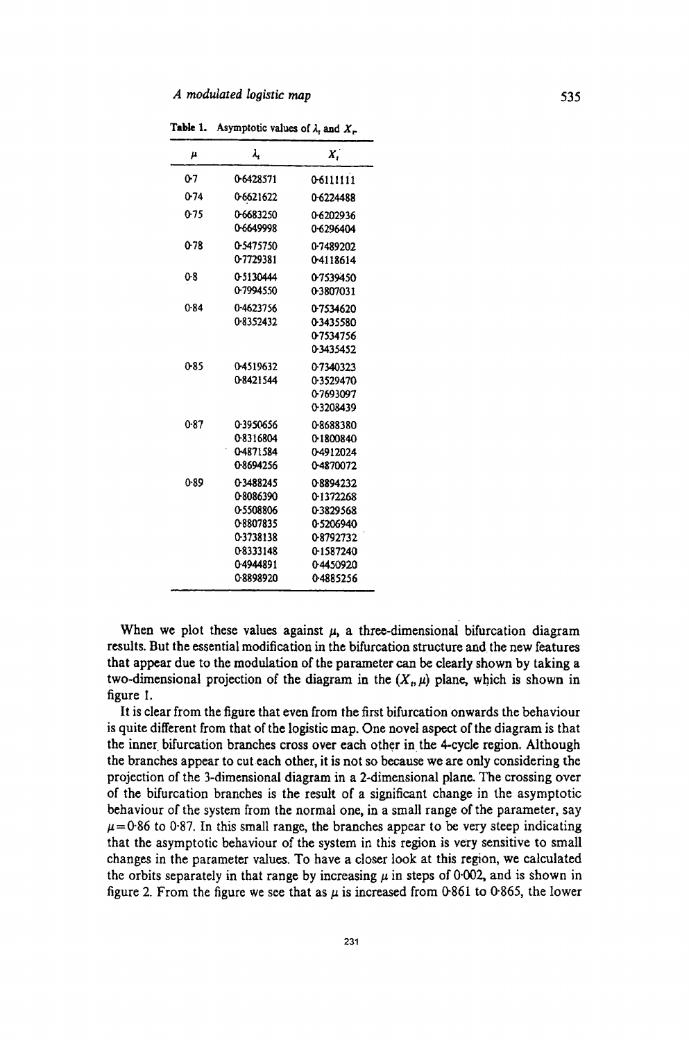**Table 1.** Asymptotic values of $\lambda_t$ and $X_r$.

| $\mu$ | $\lambda_t$ | $X_t$ |
|---|---|---|
| 0·7 | 0·6428571 | 0·6111111 |
| 0·74 | 0·6621622 | 0·6224488 |
| 0·75 | 0·6683250 | 0·6202936 |
| | 0·6649998 | 0·6296404 |
| 0·78 | 0·5475750 | 0·7489202 |
| | 0·7729381 | 0·4118614 |
| 0·8 | 0·5130444 | 0·7539450 |
| | 0·7994550 | 0·3807031 |
| 0·84 | 0·4623756 | 0·7534620 |
| | 0·8352432 | 0·3435580 |
| | | 0·7534756 |
| | | 0·3435452 |
| 0·85 | 0·4519632 | 0·7340323 |
| | 0·8421544 | 0·3529470 |
| | | 0·7693097 |
| | | 0·3208439 |
| 0·87 | 0·3950656 | 0·8688380 |
| | 0·8316804 | 0·1800840 |
| | 0·4871584 | 0·4912024 |
| | 0·8694256 | 0·4870072 |
| 0·89 | 0·3488245 | 0·8894232 |
| | 0·8086390 | 0·1372268 |
| | 0·5508806 | 0·3829568 |
| | 0·8807835 | 0·5206940 |
| | 0·3738138 | 0·8792732 |
| | 0·8333148 | 0·1587240 |
| | 0·4944891 | 0·4450920 |
| | 0·8898920 | 0·4885256 |

When we plot these values against $\mu$, a three-dimensional bifurcation diagram results. But the essential modification in the bifurcation structure and the new features that appear due to the modulation of the parameter can be clearly shown by taking a two-dimensional projection of the diagram in the $(X_t, \mu)$ plane, which is shown in figure 1.

It is clear from the figure that even from the first bifurcation onwards the behaviour is quite different from that of the logistic map. One novel aspect of the diagram is that the inner bifurcation branches cross over each other in the 4-cycle region. Although the branches appear to cut each other, it is not so because we are only considering the projection of the 3-dimensional diagram in a 2-dimensional plane. The crossing over of the bifurcation branches is the result of a significant change in the asymptotic behaviour of the system from the normal one, in a small range of the parameter, say $\mu = 0{\cdot}86$ to $0{\cdot}87$. In this small range, the branches appear to be very steep indicating that the asymptotic behaviour of the system in this region is very sensitive to small changes in the parameter values. To have a closer look at this region, we calculated the orbits separately in that range by increasing $\mu$ in steps of 0·002, and is shown in figure 2. From the figure we see that as $\mu$ is increased from 0·861 to 0·865, the lower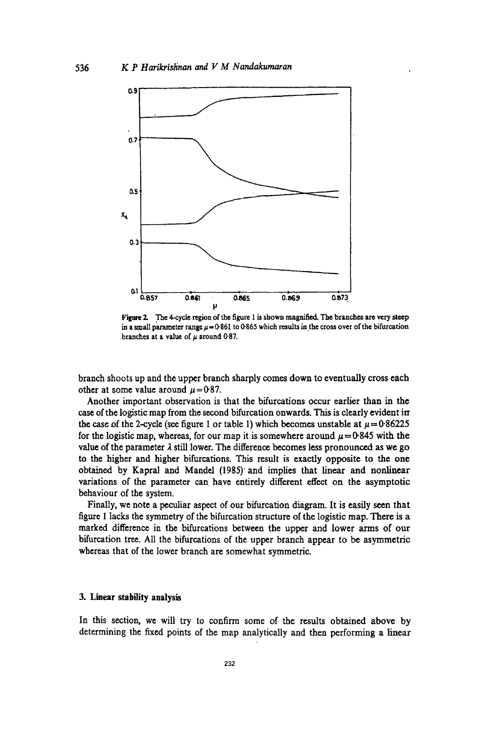Figure 2. The 4-cycle region of the figure 1 is shown magnified. The branches are very steep in a small parameter range $\mu = 0.861$ to $0.865$ which results in the cross over of the bifurcation branches at a value of $\mu$ around 0.87.

branch shoots up and the upper branch sharply comes down to eventually cross each other at some value around $\mu = 0.87$.

Another important observation is that the bifurcations occur earlier than in the case of the logistic map from the second bifurcation onwards. This is clearly evident in the case of the 2-cycle (see figure 1 or table 1) which becomes unstable at $\mu = 0.86225$ for the logistic map, whereas, for our map it is somewhere around $\mu = 0.845$ with the value of the parameter $\lambda$ still lower. The difference becomes less pronounced as we go to the higher and higher bifurcations. This result is exactly opposite to the one obtained by Kapral and Mandel (1985) and implies that linear and nonlinear variations of the parameter can have entirely different effect on the asymptotic behaviour of the system.

Finally, we note a peculiar aspect of our bifurcation diagram. It is easily seen that figure 1 lacks the symmetry of the bifurcation structure of the logistic map. There is a marked difference in the bifurcations between the upper and lower arms of our bifurcation tree. All the bifurcations of the upper branch appear to be asymmetric whereas that of the lower branch are somewhat symmetric.

## 3. Linear stability analysis

In this section, we will try to confirm some of the results obtained above by determining the fixed points of the map analytically and then performing a linear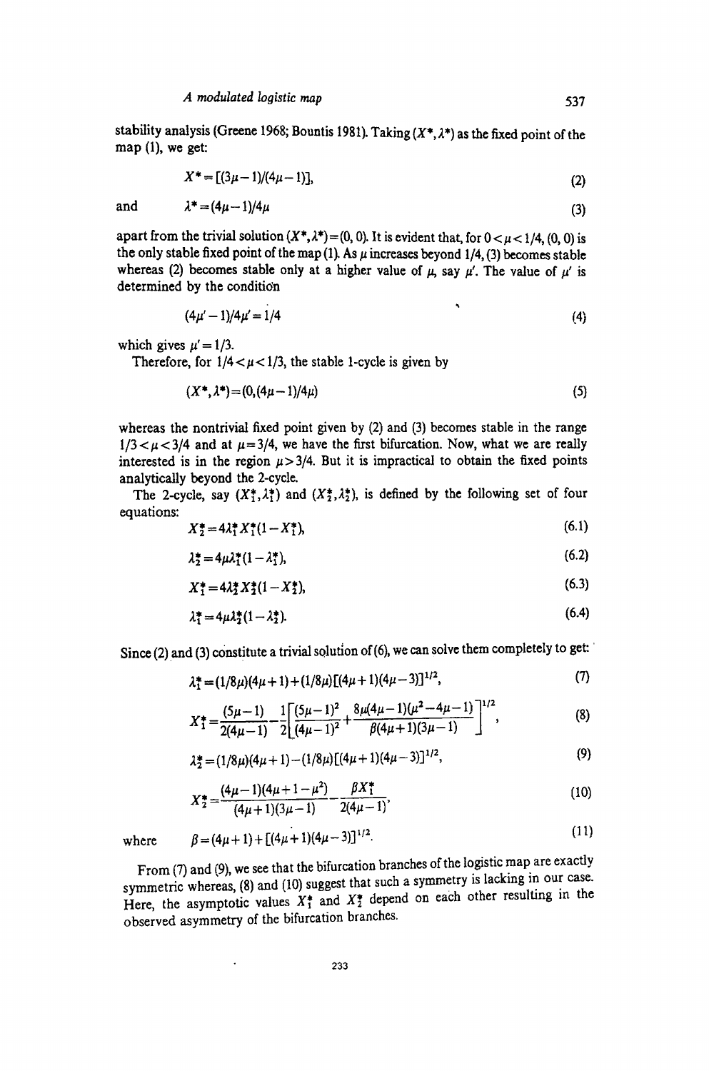stability analysis (Greene 1968; Bountis 1981). Taking $(X^*, \lambda^*)$ as the fixed point of the map (1), we get:

$$X^* = [(3\mu - 1)/(4\mu - 1)], \tag{2}$$

and

$$\lambda^* = (4\mu - 1)/4\mu \tag{3}$$

apart from the trivial solution $(X^*, \lambda^*) = (0, 0)$. It is evident that, for $0 < \mu < 1/4$, $(0, 0)$ is the only stable fixed point of the map (1). As $\mu$ increases beyond 1/4, (3) becomes stable whereas (2) becomes stable only at a higher value of $\mu$, say $\mu'$. The value of $\mu'$ is determined by the condition

$$(4\mu' - 1)/4\mu' = 1/4 \tag{4}$$

which gives $\mu' = 1/3$.

Therefore, for $1/4 < \mu < 1/3$, the stable 1-cycle is given by

$$(X^*, \lambda^*) = (0, (4\mu - 1)/4\mu) \tag{5}$$

whereas the nontrivial fixed point given by (2) and (3) becomes stable in the range $1/3 < \mu < 3/4$ and at $\mu = 3/4$, we have the first bifurcation. Now, what we are really interested is in the region $\mu > 3/4$. But it is impractical to obtain the fixed points analytically beyond the 2-cycle.

The 2-cycle, say $(X_1^*, \lambda_1^*)$ and $(X_2^*, \lambda_2^*)$, is defined by the following set of four equations:

$$X_2^* = 4\lambda_1^* X_1^*(1 - X_1^*), \tag{6.1}$$

$$\lambda_2^* = 4\mu\lambda_1^*(1 - \lambda_1^*), \tag{6.2}$$

$$X_1^* = 4\lambda_2^* X_2^*(1 - X_2^*), \tag{6.3}$$

$$\lambda_1^* = 4\mu\lambda_2^*(1 - \lambda_2^*). \tag{6.4}$$

Since (2) and (3) constitute a trivial solution of (6), we can solve them completely to get:

$$\lambda_1^* = (1/8\mu)(4\mu + 1) + (1/8\mu)[(4\mu + 1)(4\mu - 3)]^{1/2}, \tag{7}$$

$$X_1^* = \frac{(5\mu - 1)}{2(4\mu - 1)} - \frac{1}{2}\left[\frac{(5\mu - 1)^2}{(4\mu - 1)^2} + \frac{8\mu(4\mu - 1)(\mu^2 - 4\mu - 1)}{\beta(4\mu + 1)(3\mu - 1)}\right]^{1/2}, \tag{8}$$

$$\lambda_2^* = (1/8\mu)(4\mu + 1) - (1/8\mu)[(4\mu + 1)(4\mu - 3)]^{1/2}, \tag{9}$$

$$X_2^* = \frac{(4\mu - 1)(4\mu + 1 - \mu^2)}{(4\mu + 1)(3\mu - 1)} - \frac{\beta X_1^*}{2(4\mu - 1)}, \tag{10}$$

where

$$\beta = (4\mu + 1) + [(4\mu + 1)(4\mu - 3)]^{1/2}. \tag{11}$$

From (7) and (9), we see that the bifurcation branches of the logistic map are exactly symmetric whereas, (8) and (10) suggest that such a symmetry is lacking in our case. Here, the asymptotic values $X_1^*$ and $X_2^*$ depend on each other resulting in the observed asymmetry of the bifurcation branches.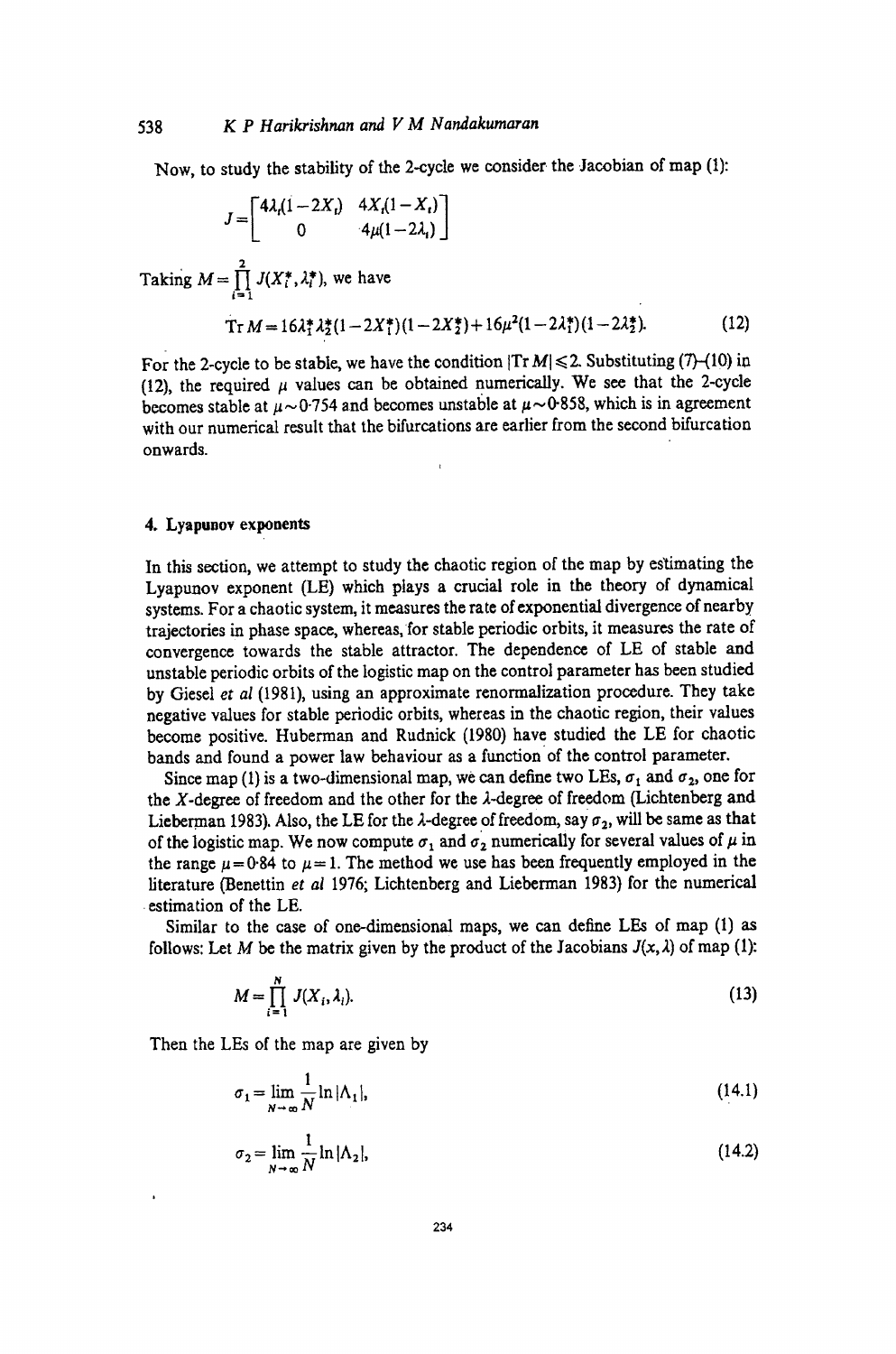Now, to study the stability of the 2-cycle we consider the Jacobian of map (1):

$$J = \begin{bmatrix} 4\lambda_t(1-2X_t) & 4X_t(1-X_t) \\ 0 & 4\mu(1-2\lambda_t) \end{bmatrix}$$

Taking $M = \prod_{i=1}^{2} J(X_i^*, \lambda_i^*)$, we have

$$\mathrm{Tr}\, M = 16\lambda_1^* \lambda_2^* (1-2X_1^*)(1-2X_2^*) + 16\mu^2(1-2\lambda_1^*)(1-2\lambda_2^*). \tag{12}$$

For the 2-cycle to be stable, we have the condition $|\mathrm{Tr}\, M| \leqslant 2$. Substituting (7)–(10) in (12), the required $\mu$ values can be obtained numerically. We see that the 2-cycle becomes stable at $\mu \sim 0.754$ and becomes unstable at $\mu \sim 0.858$, which is in agreement with our numerical result that the bifurcations are earlier from the second bifurcation onwards.

## 4. Lyapunov exponents

In this section, we attempt to study the chaotic region of the map by estimating the Lyapunov exponent (LE) which plays a crucial role in the theory of dynamical systems. For a chaotic system, it measures the rate of exponential divergence of nearby trajectories in phase space, whereas, for stable periodic orbits, it measures the rate of convergence towards the stable attractor. The dependence of LE of stable and unstable periodic orbits of the logistic map on the control parameter has been studied by Giesel *et al* (1981), using an approximate renormalization procedure. They take negative values for stable periodic orbits, whereas in the chaotic region, their values become positive. Huberman and Rudnick (1980) have studied the LE for chaotic bands and found a power law behaviour as a function of the control parameter.

Since map (1) is a two-dimensional map, we can define two LEs, $\sigma_1$ and $\sigma_2$, one for the $X$-degree of freedom and the other for the $\lambda$-degree of freedom (Lichtenberg and Lieberman 1983). Also, the LE for the $\lambda$-degree of freedom, say $\sigma_2$, will be same as that of the logistic map. We now compute $\sigma_1$ and $\sigma_2$ numerically for several values of $\mu$ in the range $\mu = 0.84$ to $\mu = 1$. The method we use has been frequently employed in the literature (Benettin *et al* 1976; Lichtenberg and Lieberman 1983) for the numerical estimation of the LE.

Similar to the case of one-dimensional maps, we can define LEs of map (1) as follows: Let $M$ be the matrix given by the product of the Jacobians $J(x, \lambda)$ of map (1):

$$M = \prod_{i=1}^{N} J(X_i, \lambda_i). \tag{13}$$

Then the LEs of the map are given by

$$\sigma_1 = \lim_{N \to \infty} \frac{1}{N} \ln |\Lambda_1|, \tag{14.1}$$

$$\sigma_2 = \lim_{N \to \infty} \frac{1}{N} \ln |\Lambda_2|, \tag{14.2}$$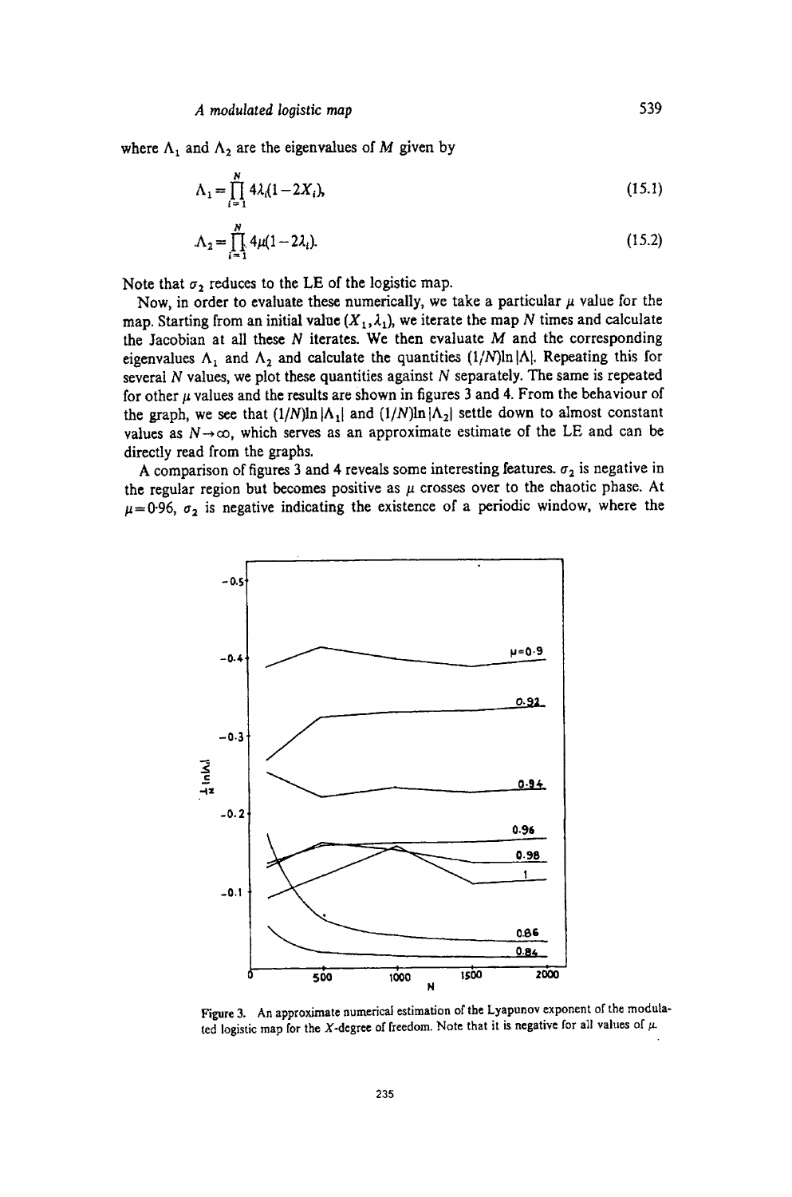where $\Lambda_1$ and $\Lambda_2$ are the eigenvalues of $M$ given by

$$\Lambda_1 = \prod_{i=1}^{N} 4\lambda_i(1-2X_i), \tag{15.1}$$

$$\Lambda_2 = \prod_{i=1}^{N} 4\mu(1-2\lambda_i). \tag{15.2}$$

Note that $\sigma_2$ reduces to the LE of the logistic map.

Now, in order to evaluate these numerically, we take a particular $\mu$ value for the map. Starting from an initial value $(X_1, \lambda_1)$, we iterate the map $N$ times and calculate the Jacobian at all these $N$ iterates. We then evaluate $M$ and the corresponding eigenvalues $\Lambda_1$ and $\Lambda_2$ and calculate the quantities $(1/N)\ln|\Lambda|$. Repeating this for several $N$ values, we plot these quantities against $N$ separately. The same is repeated for other $\mu$ values and the results are shown in figures 3 and 4. From the behaviour of the graph, we see that $(1/N)\ln|\Lambda_1|$ and $(1/N)\ln|\Lambda_2|$ settle down to almost constant values as $N \to \infty$, which serves as an approximate estimate of the LE and can be directly read from the graphs.

A comparison of figures 3 and 4 reveals some interesting features. $\sigma_2$ is negative in the regular region but becomes positive as $\mu$ crosses over to the chaotic phase. At $\mu = 0.96$, $\sigma_2$ is negative indicating the existence of a periodic window, where the

Figure 3. An approximate numerical estimation of the Lyapunov exponent of the modulated logistic map for the $X$-degree of freedom. Note that it is negative for all values of $\mu$.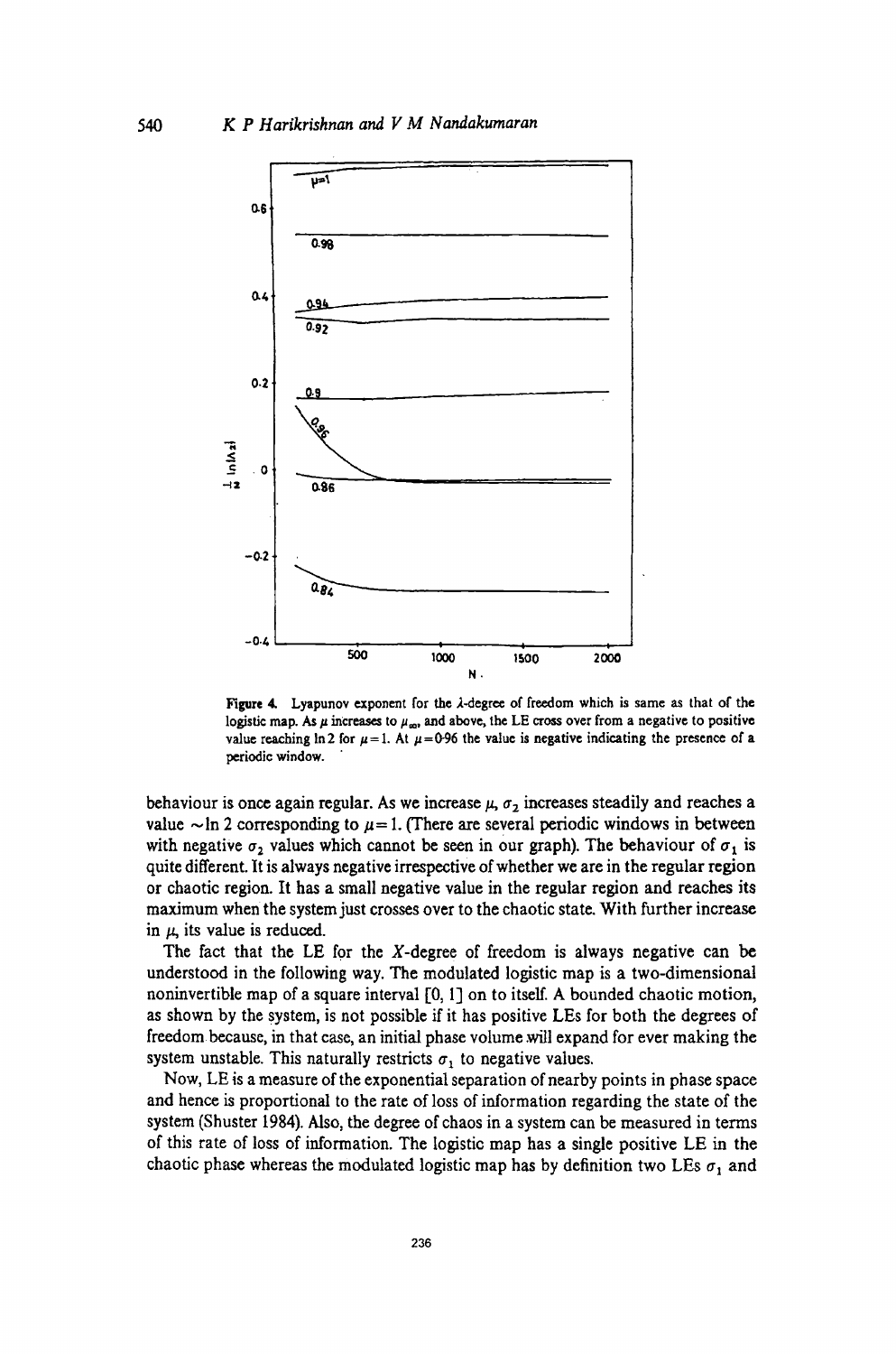Figure 4. Lyapunov exponent for the $\lambda$-degree of freedom which is same as that of the logistic map. As $\mu$ increases to $\mu_\infty$, and above, the LE cross over from a negative to positive value reaching ln 2 for $\mu = 1$. At $\mu = 0.96$ the value is negative indicating the presence of a periodic window.

behaviour is once again regular. As we increase $\mu$, $\sigma_2$ increases steadily and reaches a value $\sim \ln 2$ corresponding to $\mu = 1$. (There are several periodic windows in between with negative $\sigma_2$ values which cannot be seen in our graph). The behaviour of $\sigma_1$ is quite different. It is always negative irrespective of whether we are in the regular region or chaotic region. It has a small negative value in the regular region and reaches its maximum when the system just crosses over to the chaotic state. With further increase in $\mu$, its value is reduced.

The fact that the LE for the $X$-degree of freedom is always negative can be understood in the following way. The modulated logistic map is a two-dimensional noninvertible map of a square interval [0, 1] on to itself. A bounded chaotic motion, as shown by the system, is not possible if it has positive LEs for both the degrees of freedom because, in that case, an initial phase volume will expand for ever making the system unstable. This naturally restricts $\sigma_1$ to negative values.

Now, LE is a measure of the exponential separation of nearby points in phase space and hence is proportional to the rate of loss of information regarding the state of the system (Shuster 1984). Also, the degree of chaos in a system can be measured in terms of this rate of loss of information. The logistic map has a single positive LE in the chaotic phase whereas the modulated logistic map has by definition two LEs $\sigma_1$ and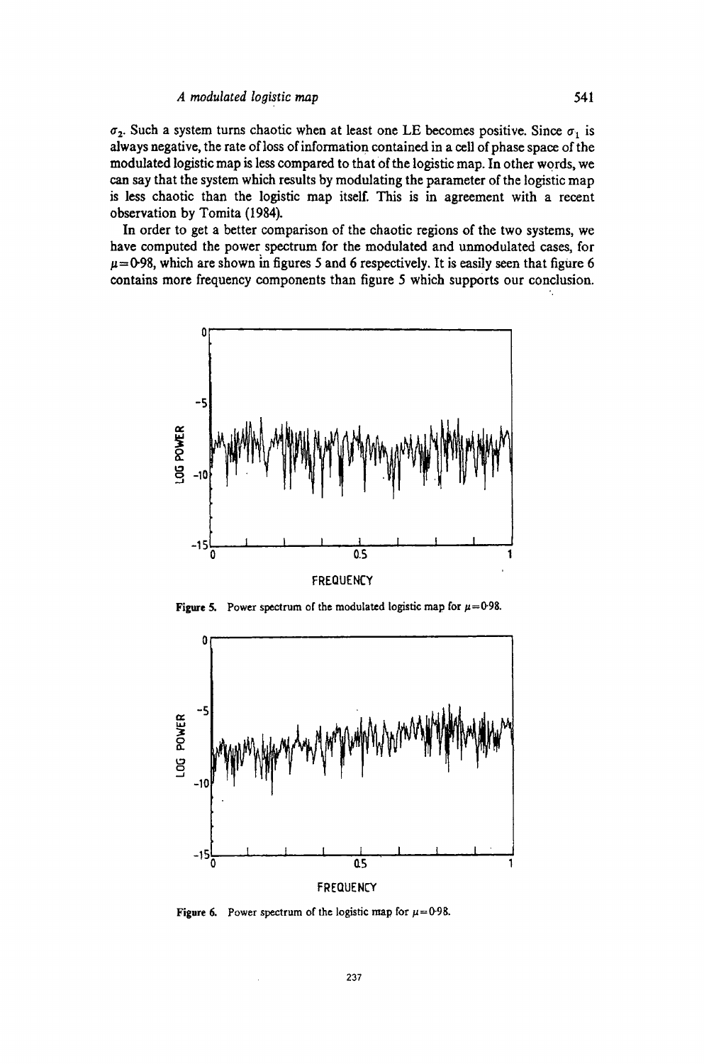$\sigma_2$. Such a system turns chaotic when at least one LE becomes positive. Since $\sigma_1$ is always negative, the rate of loss of information contained in a cell of phase space of the modulated logistic map is less compared to that of the logistic map. In other words, we can say that the system which results by modulating the parameter of the logistic map is less chaotic than the logistic map itself. This is in agreement with a recent observation by Tomita (1984).

In order to get a better comparison of the chaotic regions of the two systems, we have computed the power spectrum for the modulated and unmodulated cases, for $\mu = 0.98$, which are shown in figures 5 and 6 respectively. It is easily seen that figure 6 contains more frequency components than figure 5 which supports our conclusion.

**Figure 5.** Power spectrum of the modulated logistic map for $\mu = 0.98$.

**Figure 6.** Power spectrum of the logistic map for $\mu = 0.98$.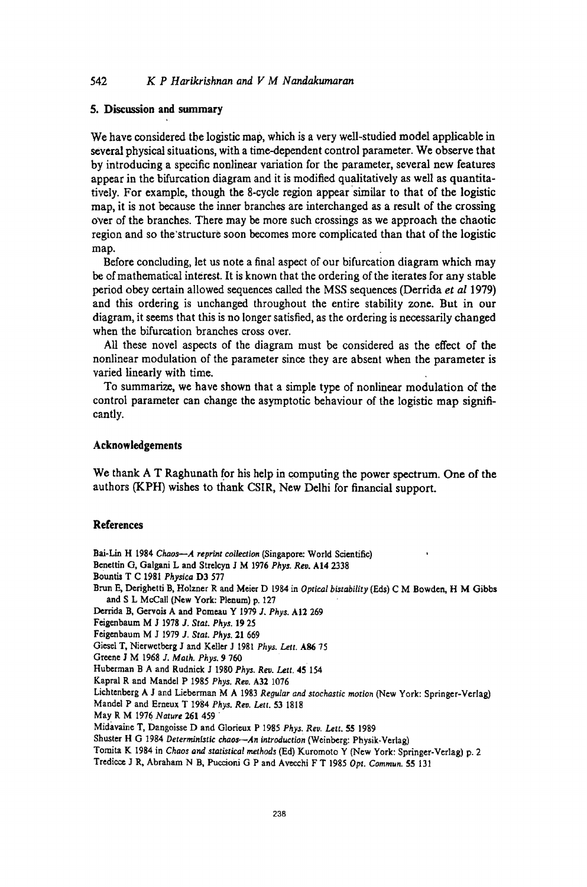## 5. Discussion and summary

We have considered the logistic map, which is a very well-studied model applicable in several physical situations, with a time-dependent control parameter. We observe that by introducing a specific nonlinear variation for the parameter, several new features appear in the bifurcation diagram and it is modified qualitatively as well as quantitatively. For example, though the 8-cycle region appear similar to that of the logistic map, it is not because the inner branches are interchanged as a result of the crossing over of the branches. There may be more such crossings as we approach the chaotic region and so the structure soon becomes more complicated than that of the logistic map.

Before concluding, let us note a final aspect of our bifurcation diagram which may be of mathematical interest. It is known that the ordering of the iterates for any stable period obey certain allowed sequences called the MSS sequences (Derrida *et al* 1979) and this ordering is unchanged throughout the entire stability zone. But in our diagram, it seems that this is no longer satisfied, as the ordering is necessarily changed when the bifurcation branches cross over.

All these novel aspects of the diagram must be considered as the effect of the nonlinear modulation of the parameter since they are absent when the parameter is varied linearly with time.

To summarize, we have shown that a simple type of nonlinear modulation of the control parameter can change the asymptotic behaviour of the logistic map significantly.

### Acknowledgements

We thank A T Raghunath for his help in computing the power spectrum. One of the authors (KPH) wishes to thank CSIR, New Delhi for financial support.

### References

Bai-Lin H 1984 *Chaos—A reprint collection* (Singapore: World Scientific)
Benettin G, Galgani L and Strelcyn J M 1976 *Phys. Rev.* **A14** 2338
Bountis T C 1981 *Physica* **D3** 577
Brun E, Derighetti B, Holzner R and Meier D 1984 in *Optical bistability* (Eds) C M Bowden, H M Gibbs and S L McCall (New York: Plenum) p. 127
Derrida B, Gervois A and Pomeau Y 1979 *J. Phys.* **A12** 269
Feigenbaum M J 1978 *J. Stat. Phys.* **19** 25
Feigenbaum M J 1979 *J. Stat. Phys.* **21** 669
Giesel T, Nierwetberg J and Keller J 1981 *Phys. Lett.* **A86** 75
Greene J M 1968 *J. Math. Phys.* **9** 760
Huberman B A and Rudnick J 1980 *Phys. Rev. Lett.* **45** 154
Kapral R and Mandel P 1985 *Phys. Rev.* **A32** 1076
Lichtenberg A J and Lieberman M A 1983 *Regular and stochastic motion* (New York: Springer-Verlag)
Mandel P and Erneux T 1984 *Phys. Rev. Lett.* **53** 1818
May R M 1976 *Nature* **261** 459
Midavaine T, Dangoisse D and Glorieux P 1985 *Phys. Rev. Lett.* **55** 1989
Shuster H G 1984 *Deterministic chaos—An introduction* (Weinberg: Physik-Verlag)
Tomita K 1984 in *Chaos and statistical methods* (Ed) Kuromoto Y (New York: Springer-Verlag) p. 2
Tredicce J R, Abraham N B, Puccioni G P and Avecchi F T 1985 *Opt. Commun.* **55** 131